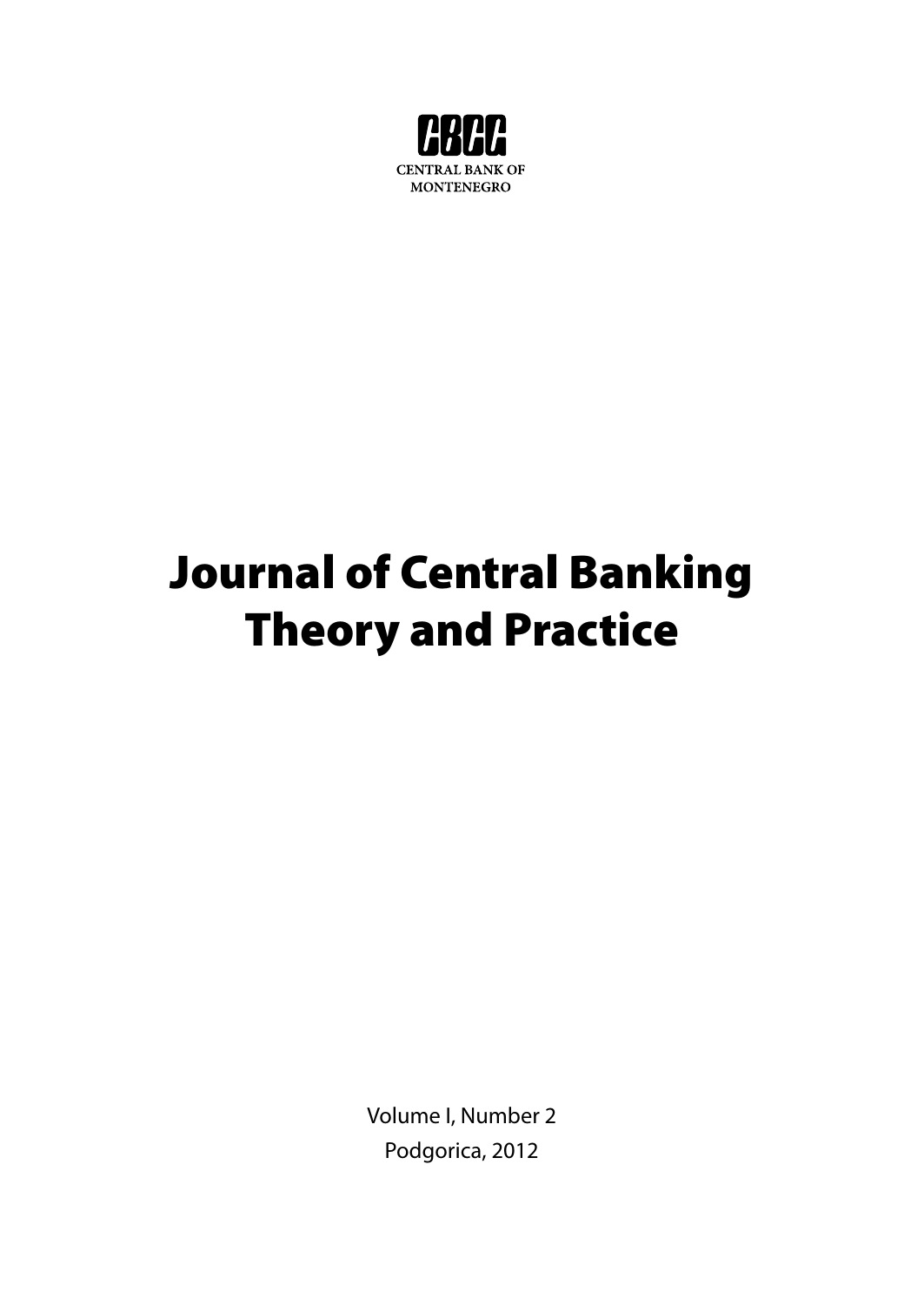CBCG

CENTRAL BANK OF MONTENEGRO

# Journal of Central Banking Theory and Practice

Volume I, Number 2

Podgorica, 2012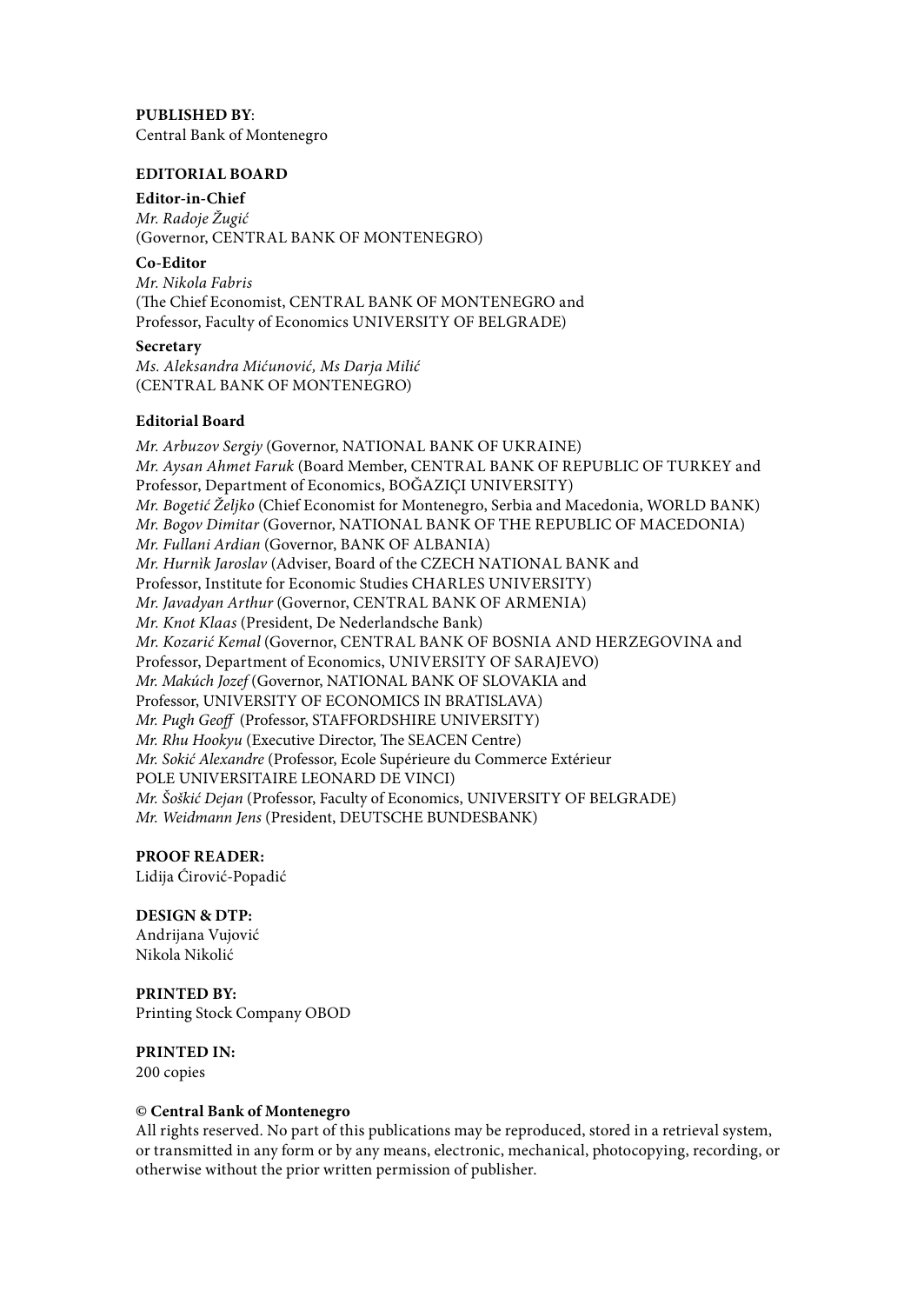**PUBLISHED BY**:
Central Bank of Montenegro

**EDITORIAL BOARD**

**Editor-in-Chief**
*Mr. Radoje Žugić*
(Governor, CENTRAL BANK OF MONTENEGRO)

**Co-Editor**
*Mr. Nikola Fabris*
(The Chief Economist, CENTRAL BANK OF MONTENEGRO and
Professor, Faculty of Economics UNIVERSITY OF BELGRADE)

**Secretary**
*Ms. Aleksandra Mićunović, Ms Darja Milić*
(CENTRAL BANK OF MONTENEGRO)

**Editorial Board**

*Mr. Arbuzov Sergiy* (Governor, NATIONAL BANK OF UKRAINE)
*Mr. Aysan Ahmet Faruk* (Board Member, CENTRAL BANK OF REPUBLIC OF TURKEY and
Professor, Department of Economics, BOĞAZIÇI UNIVERSITY)
*Mr. Bogetić Željko* (Chief Economist for Montenegro, Serbia and Macedonia, WORLD BANK)
*Mr. Bogov Dimitar* (Governor, NATIONAL BANK OF THE REPUBLIC OF MACEDONIA)
*Mr. Fullani Ardian* (Governor, BANK OF ALBANIA)
*Mr. Hurnik Jaroslav* (Adviser, Board of the CZECH NATIONAL BANK and
Professor, Institute for Economic Studies CHARLES UNIVERSITY)
*Mr. Javadyan Arthur* (Governor, CENTRAL BANK OF ARMENIA)
*Mr. Knot Klaas* (President, De Nederlandsche Bank)
*Mr. Kozarić Kemal* (Governor, CENTRAL BANK OF BOSNIA AND HERZEGOVINA and
Professor, Department of Economics, UNIVERSITY OF SARAJEVO)
*Mr. Makúch Jozef* (Governor, NATIONAL BANK OF SLOVAKIA and
Professor, UNIVERSITY OF ECONOMICS IN BRATISLAVA)
*Mr. Pugh Geoff* (Professor, STAFFORDSHIRE UNIVERSITY)
*Mr. Rhu Hookyu* (Executive Director, The SEACEN Centre)
*Mr. Sokić Alexandre* (Professor, Ecole Supérieure du Commerce Extérieur
POLE UNIVERSITAIRE LEONARD DE VINCI)
*Mr. Šoškić Dejan* (Professor, Faculty of Economics, UNIVERSITY OF BELGRADE)
*Mr. Weidmann Jens* (President, DEUTSCHE BUNDESBANK)

**PROOF READER:**
Lidija Ćirović-Popadić

**DESIGN & DTP:**
Andrijana Vujović
Nikola Nikolić

**PRINTED BY:**
Printing Stock Company OBOD

**PRINTED IN:**
200 copies

**© Central Bank of Montenegro**
All rights reserved. No part of this publications may be reproduced, stored in a retrieval system, or transmitted in any form or by any means, electronic, mechanical, photocopying, recording, or otherwise without the prior written permission of publisher.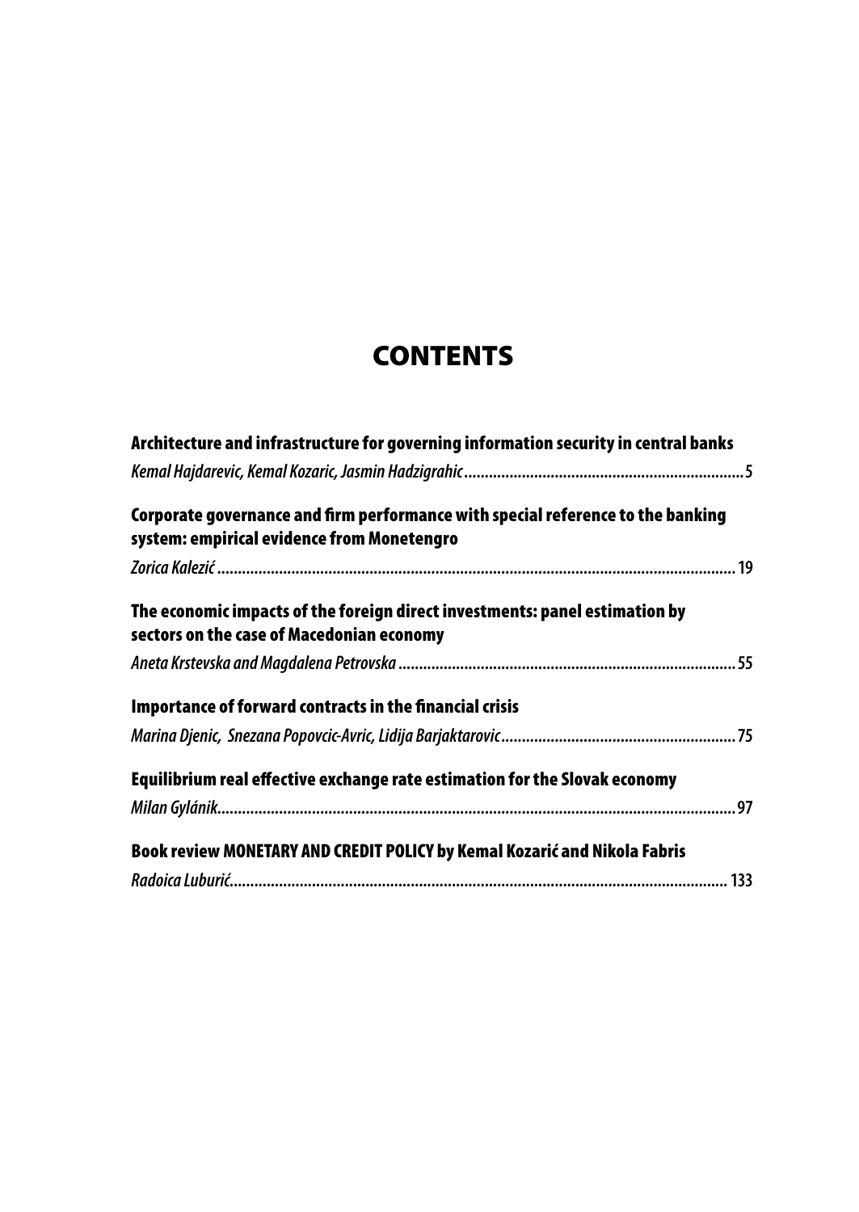# CONTENTS

**Architecture and infrastructure for governing information security in central banks**

*Kemal Hajdarevic, Kemal Kozaric, Jasmin Hadzigrahic* .................................................................... 5

**Corporate governance and firm performance with special reference to the banking system: empirical evidence from Monetengro**

*Zorica Kalezić* .................................................................................................................... 19

**The economic impacts of the foreign direct investments: panel estimation by sectors on the case of Macedonian economy**

*Aneta Krstevska and Magdalena Petrovska* ................................................................................. 55

**Importance of forward contracts in the financial crisis**

*Marina Djenic, Snezana Popovcic-Avric, Lidija Barjaktarovic* ......................................................... 75

**Equilibrium real effective exchange rate estimation for the Slovak economy**

*Milan Gylánik* .................................................................................................................... 97

**Book review MONETARY AND CREDIT POLICY by Kemal Kozarić and Nikola Fabris**

*Radoica Luburić* .................................................................................................................. 133